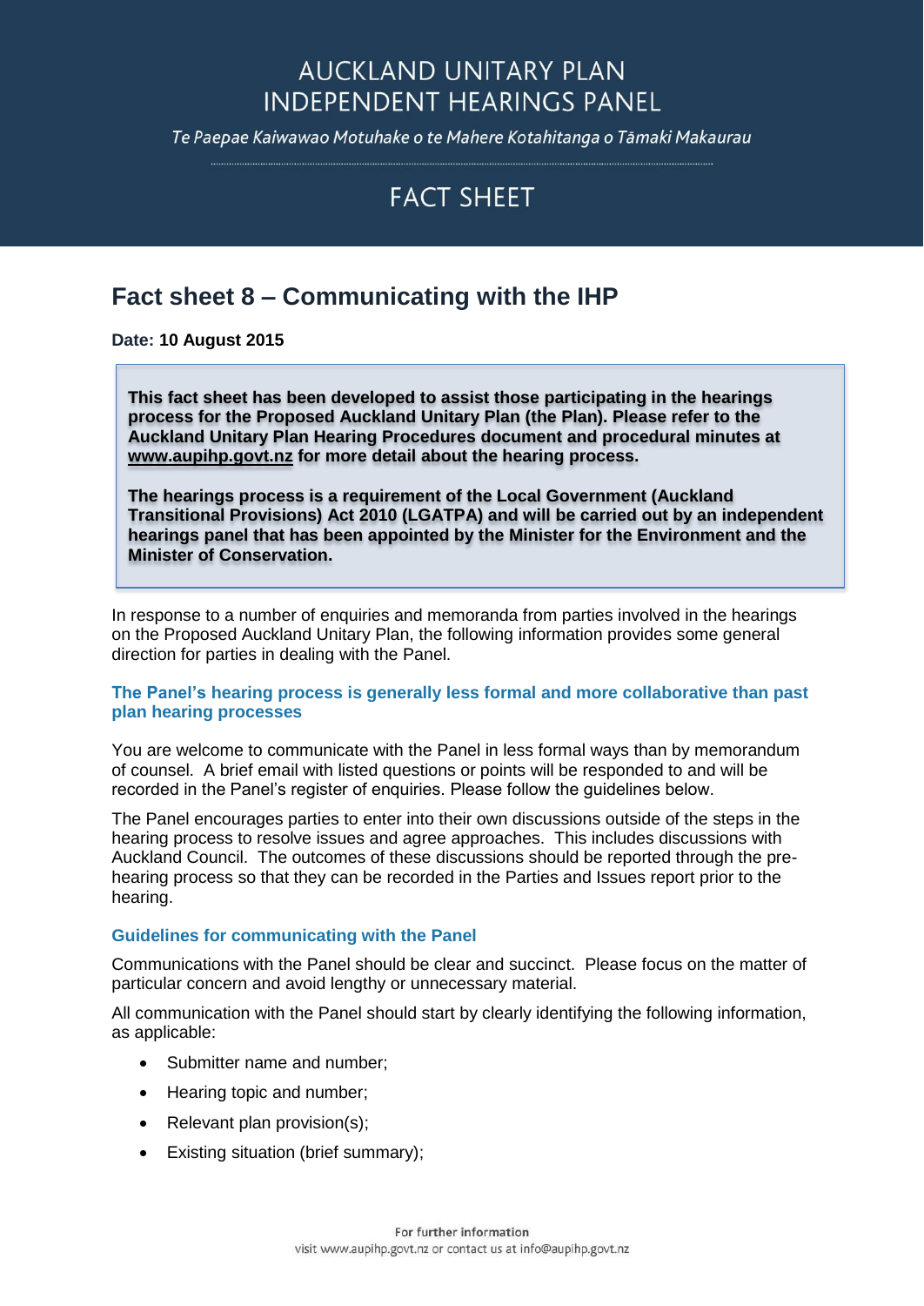# AUCKLAND UNITARY PLAN INDEPENDENT HEARINGS PANEL

*Te Paepae Kaiwawao Motuhake o te Mahere Kotahitanga o Tāmaki Makaurau*

## FACT SHEET

## Fact sheet 8 – Communicating with the IHP

**Date: 10 August 2015**

> **This fact sheet has been developed to assist those participating in the hearings process for the Proposed Auckland Unitary Plan (the Plan). Please refer to the Auckland Unitary Plan Hearing Procedures document and procedural minutes at www.aupihp.govt.nz for more detail about the hearing process.**
>
> **The hearings process is a requirement of the Local Government (Auckland Transitional Provisions) Act 2010 (LGATPA) and will be carried out by an independent hearings panel that has been appointed by the Minister for the Environment and the Minister of Conservation.**

In response to a number of enquiries and memoranda from parties involved in the hearings on the Proposed Auckland Unitary Plan, the following information provides some general direction for parties in dealing with the Panel.

### The Panel's hearing process is generally less formal and more collaborative than past plan hearing processes

You are welcome to communicate with the Panel in less formal ways than by memorandum of counsel. A brief email with listed questions or points will be responded to and will be recorded in the Panel's register of enquiries. Please follow the guidelines below.

The Panel encourages parties to enter into their own discussions outside of the steps in the hearing process to resolve issues and agree approaches. This includes discussions with Auckland Council. The outcomes of these discussions should be reported through the pre-hearing process so that they can be recorded in the Parties and Issues report prior to the hearing.

### Guidelines for communicating with the Panel

Communications with the Panel should be clear and succinct. Please focus on the matter of particular concern and avoid lengthy or unnecessary material.

All communication with the Panel should start by clearly identifying the following information, as applicable:

- Submitter name and number;
- Hearing topic and number;
- Relevant plan provision(s);
- Existing situation (brief summary);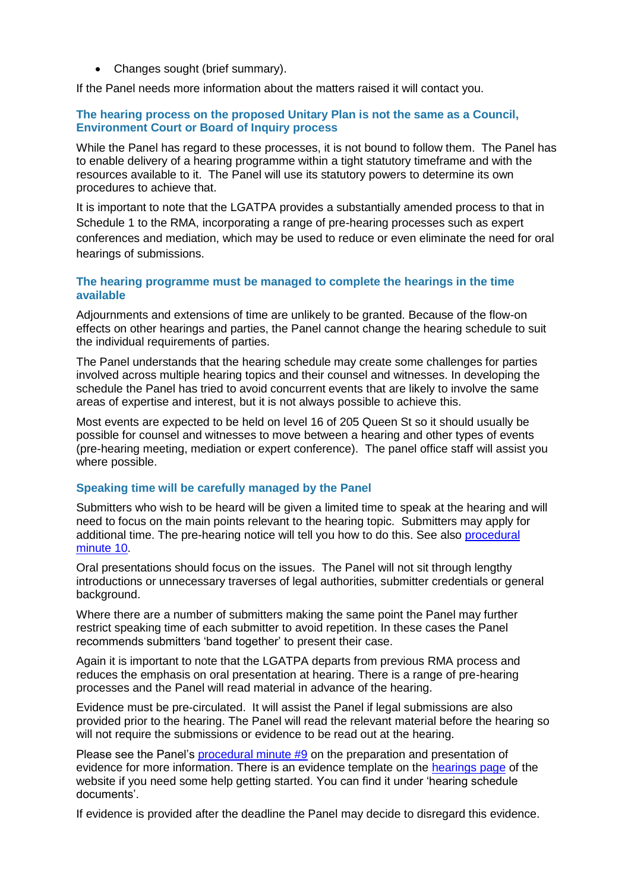- Changes sought (brief summary).

If the Panel needs more information about the matters raised it will contact you.

### The hearing process on the proposed Unitary Plan is not the same as a Council, Environment Court or Board of Inquiry process

While the Panel has regard to these processes, it is not bound to follow them. The Panel has to enable delivery of a hearing programme within a tight statutory timeframe and with the resources available to it. The Panel will use its statutory powers to determine its own procedures to achieve that.

It is important to note that the LGATPA provides a substantially amended process to that in Schedule 1 to the RMA, incorporating a range of pre-hearing processes such as expert conferences and mediation, which may be used to reduce or even eliminate the need for oral hearings of submissions.

### The hearing programme must be managed to complete the hearings in the time available

Adjournments and extensions of time are unlikely to be granted. Because of the flow-on effects on other hearings and parties, the Panel cannot change the hearing schedule to suit the individual requirements of parties.

The Panel understands that the hearing schedule may create some challenges for parties involved across multiple hearing topics and their counsel and witnesses. In developing the schedule the Panel has tried to avoid concurrent events that are likely to involve the same areas of expertise and interest, but it is not always possible to achieve this.

Most events are expected to be held on level 16 of 205 Queen St so it should usually be possible for counsel and witnesses to move between a hearing and other types of events (pre-hearing meeting, mediation or expert conference). The panel office staff will assist you where possible.

### Speaking time will be carefully managed by the Panel

Submitters who wish to be heard will be given a limited time to speak at the hearing and will need to focus on the main points relevant to the hearing topic. Submitters may apply for additional time. The pre-hearing notice will tell you how to do this. See also procedural minute 10.

Oral presentations should focus on the issues. The Panel will not sit through lengthy introductions or unnecessary traverses of legal authorities, submitter credentials or general background.

Where there are a number of submitters making the same point the Panel may further restrict speaking time of each submitter to avoid repetition. In these cases the Panel recommends submitters 'band together' to present their case.

Again it is important to note that the LGATPA departs from previous RMA process and reduces the emphasis on oral presentation at hearing. There is a range of pre-hearing processes and the Panel will read material in advance of the hearing.

Evidence must be pre-circulated. It will assist the Panel if legal submissions are also provided prior to the hearing. The Panel will read the relevant material before the hearing so will not require the submissions or evidence to be read out at the hearing.

Please see the Panel's procedural minute #9 on the preparation and presentation of evidence for more information. There is an evidence template on the hearings page of the website if you need some help getting started. You can find it under 'hearing schedule documents'.

If evidence is provided after the deadline the Panel may decide to disregard this evidence.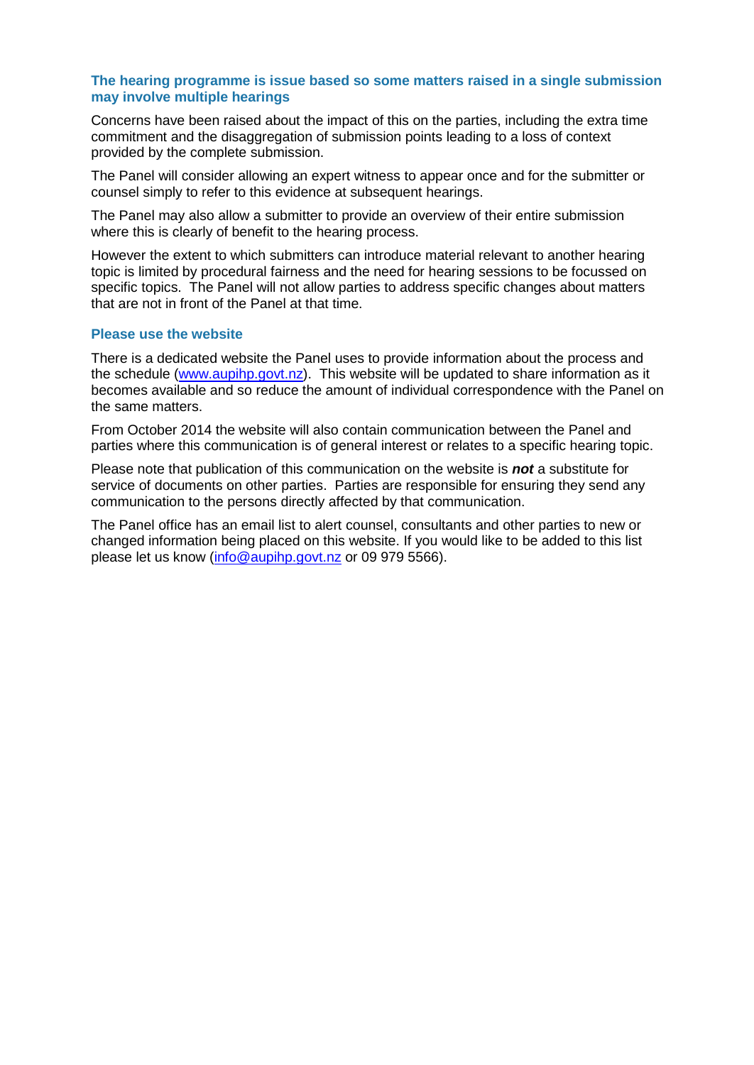### The hearing programme is issue based so some matters raised in a single submission may involve multiple hearings

Concerns have been raised about the impact of this on the parties, including the extra time commitment and the disaggregation of submission points leading to a loss of context provided by the complete submission.

The Panel will consider allowing an expert witness to appear once and for the submitter or counsel simply to refer to this evidence at subsequent hearings.

The Panel may also allow a submitter to provide an overview of their entire submission where this is clearly of benefit to the hearing process.

However the extent to which submitters can introduce material relevant to another hearing topic is limited by procedural fairness and the need for hearing sessions to be focussed on specific topics. The Panel will not allow parties to address specific changes about matters that are not in front of the Panel at that time.

### Please use the website

There is a dedicated website the Panel uses to provide information about the process and the schedule ([www.aupihp.govt.nz](http://www.aupihp.govt.nz)). This website will be updated to share information as it becomes available and so reduce the amount of individual correspondence with the Panel on the same matters.

From October 2014 the website will also contain communication between the Panel and parties where this communication is of general interest or relates to a specific hearing topic.

Please note that publication of this communication on the website is ***not*** a substitute for service of documents on other parties. Parties are responsible for ensuring they send any communication to the persons directly affected by that communication.

The Panel office has an email list to alert counsel, consultants and other parties to new or changed information being placed on this website. If you would like to be added to this list please let us know ([info@aupihp.govt.nz](mailto:info@aupihp.govt.nz) or 09 979 5566).